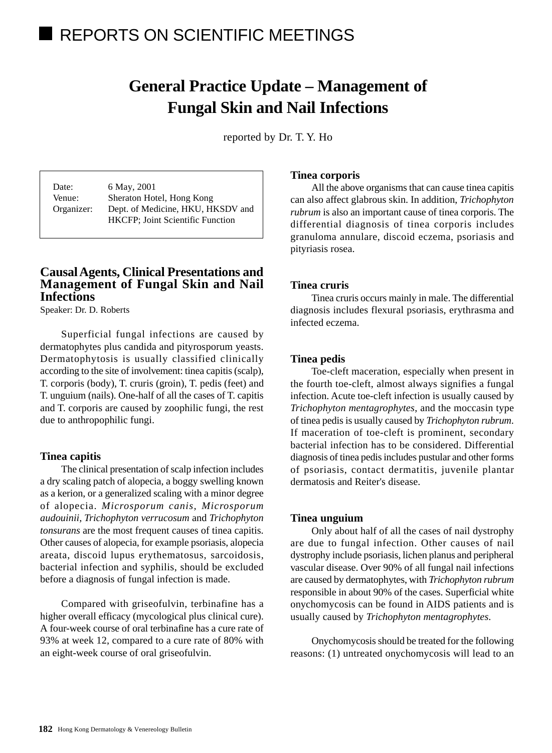## REPORTS ON SCIENTIFIC MEETINGS

# General Practice Update – Management of Fungal Skin and Nail Infections

reported by Dr. T. Y. Ho

| | |
|---|---|
| Date: | 6 May, 2001 |
| Venue: | Sheraton Hotel, Hong Kong |
| Organizer: | Dept. of Medicine, HKU, HKSDV and HKCFP; Joint Scientific Function |

## Causal Agents, Clinical Presentations and Management of Fungal Skin and Nail Infections

Speaker: Dr. D. Roberts

Superficial fungal infections are caused by dermatophytes plus candida and pityrosporum yeasts. Dermatophytosis is usually classified clinically according to the site of involvement: tinea capitis (scalp), T. corporis (body), T. cruris (groin), T. pedis (feet) and T. unguium (nails). One-half of all the cases of T. capitis and T. corporis are caused by zoophilic fungi, the rest due to anthropophilic fungi.

### Tinea capitis

The clinical presentation of scalp infection includes a dry scaling patch of alopecia, a boggy swelling known as a kerion, or a generalized scaling with a minor degree of alopecia. *Microsporum canis, Microsporum audouinii, Trichophyton verrucosum* and *Trichophyton tonsurans* are the most frequent causes of tinea capitis. Other causes of alopecia, for example psoriasis, alopecia areata, discoid lupus erythematosus, sarcoidosis, bacterial infection and syphilis, should be excluded before a diagnosis of fungal infection is made.

Compared with griseofulvin, terbinafine has a higher overall efficacy (mycological plus clinical cure). A four-week course of oral terbinafine has a cure rate of 93% at week 12, compared to a cure rate of 80% with an eight-week course of oral griseofulvin.

### Tinea corporis

All the above organisms that can cause tinea capitis can also affect glabrous skin. In addition, *Trichophyton rubrum* is also an important cause of tinea corporis. The differential diagnosis of tinea corporis includes granuloma annulare, discoid eczema, psoriasis and pityriasis rosea.

### Tinea cruris

Tinea cruris occurs mainly in male. The differential diagnosis includes flexural psoriasis, erythrasma and infected eczema.

### Tinea pedis

Toe-cleft maceration, especially when present in the fourth toe-cleft, almost always signifies a fungal infection. Acute toe-cleft infection is usually caused by *Trichophyton mentagrophytes*, and the moccasin type of tinea pedis is usually caused by *Trichophyton rubrum*. If maceration of toe-cleft is prominent, secondary bacterial infection has to be considered. Differential diagnosis of tinea pedis includes pustular and other forms of psoriasis, contact dermatitis, juvenile plantar dermatosis and Reiter's disease.

### Tinea unguium

Only about half of all the cases of nail dystrophy are due to fungal infection. Other causes of nail dystrophy include psoriasis, lichen planus and peripheral vascular disease. Over 90% of all fungal nail infections are caused by dermatophytes, with *Trichophyton rubrum* responsible in about 90% of the cases. Superficial white onychomycosis can be found in AIDS patients and is usually caused by *Trichophyton mentagrophytes*.

Onychomycosis should be treated for the following reasons: (1) untreated onychomycosis will lead to an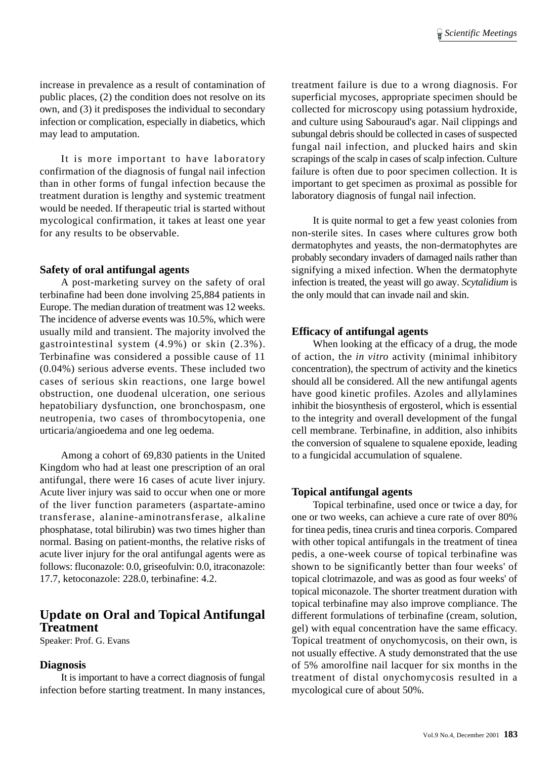increase in prevalence as a result of contamination of public places, (2) the condition does not resolve on its own, and (3) it predisposes the individual to secondary infection or complication, especially in diabetics, which may lead to amputation.

It is more important to have laboratory confirmation of the diagnosis of fungal nail infection than in other forms of fungal infection because the treatment duration is lengthy and systemic treatment would be needed. If therapeutic trial is started without mycological confirmation, it takes at least one year for any results to be observable.

### Safety of oral antifungal agents

A post-marketing survey on the safety of oral terbinafine had been done involving 25,884 patients in Europe. The median duration of treatment was 12 weeks. The incidence of adverse events was 10.5%, which were usually mild and transient. The majority involved the gastrointestinal system (4.9%) or skin (2.3%). Terbinafine was considered a possible cause of 11 (0.04%) serious adverse events. These included two cases of serious skin reactions, one large bowel obstruction, one duodenal ulceration, one serious hepatobiliary dysfunction, one bronchospasm, one neutropenia, two cases of thrombocytopenia, one urticaria/angioedema and one leg oedema.

Among a cohort of 69,830 patients in the United Kingdom who had at least one prescription of an oral antifungal, there were 16 cases of acute liver injury. Acute liver injury was said to occur when one or more of the liver function parameters (aspartate-amino transferase, alanine-aminotransferase, alkaline phosphatase, total bilirubin) was two times higher than normal. Basing on patient-months, the relative risks of acute liver injury for the oral antifungal agents were as follows: fluconazole: 0.0, griseofulvin: 0.0, itraconazole: 17.7, ketoconazole: 228.0, terbinafine: 4.2.

## Update on Oral and Topical Antifungal Treatment

Speaker: Prof. G. Evans

### Diagnosis

It is important to have a correct diagnosis of fungal infection before starting treatment. In many instances, treatment failure is due to a wrong diagnosis. For superficial mycoses, appropriate specimen should be collected for microscopy using potassium hydroxide, and culture using Sabouraud's agar. Nail clippings and subungal debris should be collected in cases of suspected fungal nail infection, and plucked hairs and skin scrapings of the scalp in cases of scalp infection. Culture failure is often due to poor specimen collection. It is important to get specimen as proximal as possible for laboratory diagnosis of fungal nail infection.

It is quite normal to get a few yeast colonies from non-sterile sites. In cases where cultures grow both dermatophytes and yeasts, the non-dermatophytes are probably secondary invaders of damaged nails rather than signifying a mixed infection. When the dermatophyte infection is treated, the yeast will go away. *Scytalidium* is the only mould that can invade nail and skin.

### Efficacy of antifungal agents

When looking at the efficacy of a drug, the mode of action, the *in vitro* activity (minimal inhibitory concentration), the spectrum of activity and the kinetics should all be considered. All the new antifungal agents have good kinetic profiles. Azoles and allylamines inhibit the biosynthesis of ergosterol, which is essential to the integrity and overall development of the fungal cell membrane. Terbinafine, in addition, also inhibits the conversion of squalene to squalene epoxide, leading to a fungicidal accumulation of squalene.

### Topical antifungal agents

Topical terbinafine, used once or twice a day, for one or two weeks, can achieve a cure rate of over 80% for tinea pedis, tinea cruris and tinea corporis. Compared with other topical antifungals in the treatment of tinea pedis, a one-week course of topical terbinafine was shown to be significantly better than four weeks' of topical clotrimazole, and was as good as four weeks' of topical miconazole. The shorter treatment duration with topical terbinafine may also improve compliance. The different formulations of terbinafine (cream, solution, gel) with equal concentration have the same efficacy. Topical treatment of onychomycosis, on their own, is not usually effective. A study demonstrated that the use of 5% amorolfine nail lacquer for six months in the treatment of distal onychomycosis resulted in a mycological cure of about 50%.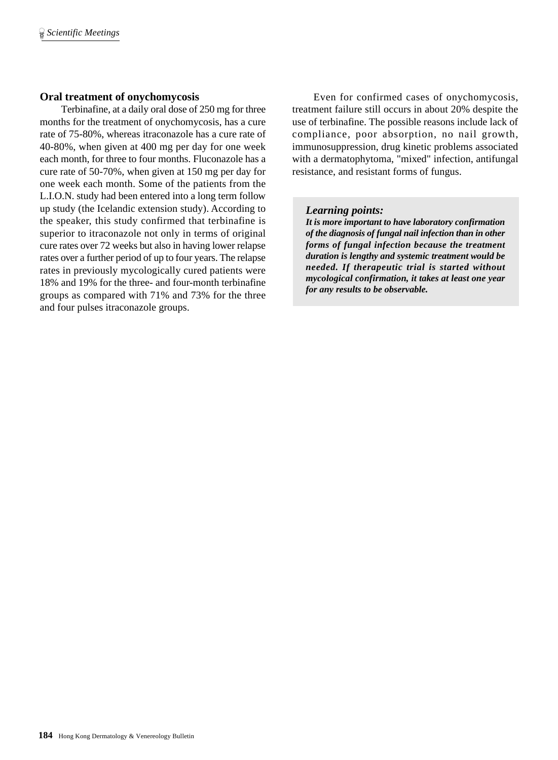## Oral treatment of onychomycosis

Terbinafine, at a daily oral dose of 250 mg for three months for the treatment of onychomycosis, has a cure rate of 75-80%, whereas itraconazole has a cure rate of 40-80%, when given at 400 mg per day for one week each month, for three to four months. Fluconazole has a cure rate of 50-70%, when given at 150 mg per day for one week each month. Some of the patients from the L.I.O.N. study had been entered into a long term follow up study (the Icelandic extension study). According to the speaker, this study confirmed that terbinafine is superior to itraconazole not only in terms of original cure rates over 72 weeks but also in having lower relapse rates over a further period of up to four years. The relapse rates in previously mycologically cured patients were 18% and 19% for the three- and four-month terbinafine groups as compared with 71% and 73% for the three and four pulses itraconazole groups.

Even for confirmed cases of onychomycosis, treatment failure still occurs in about 20% despite the use of terbinafine. The possible reasons include lack of compliance, poor absorption, no nail growth, immunosuppression, drug kinetic problems associated with a dermatophytoma, "mixed" infection, antifungal resistance, and resistant forms of fungus.

### *Learning points:*

***It is more important to have laboratory confirmation of the diagnosis of fungal nail infection than in other forms of fungal infection because the treatment duration is lengthy and systemic treatment would be needed. If therapeutic trial is started without mycological confirmation, it takes at least one year for any results to be observable.***